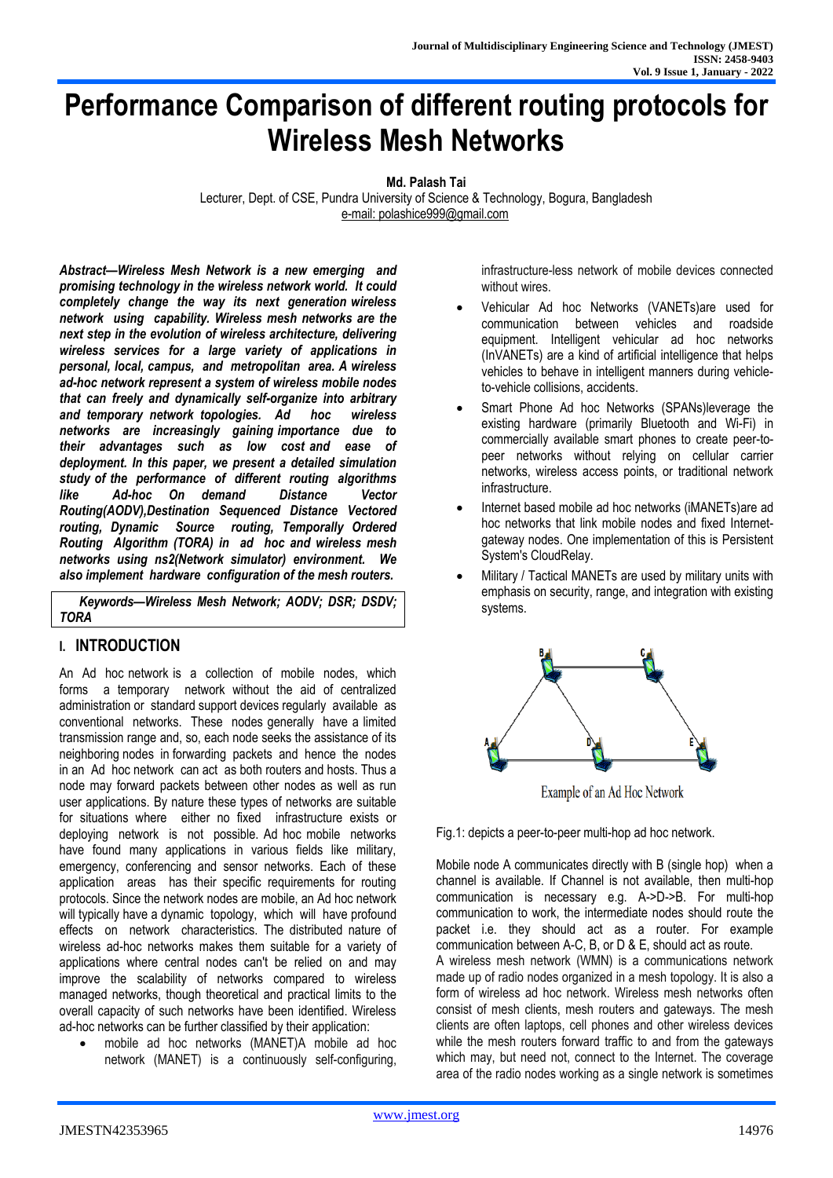# Performance Comparison of different routing protocols for Wireless Mesh Networks

**Md. Palash Tai**
Lecturer, Dept. of CSE, Pundra University of Science & Technology, Bogura, Bangladesh
e-mail: polashice999@gmail.com

***Abstract—Wireless Mesh Network is a new emerging and promising technology in the wireless network world. It could completely change the way its next generation wireless network using capability. Wireless mesh networks are the next step in the evolution of wireless architecture, delivering wireless services for a large variety of applications in personal, local, campus, and metropolitan area. A wireless ad-hoc network represent a system of wireless mobile nodes that can freely and dynamically self-organize into arbitrary and temporary network topologies. Ad hoc wireless networks are increasingly gaining importance due to their advantages such as low cost and ease of deployment. In this paper, we present a detailed simulation study of the performance of different routing algorithms like Ad-hoc On demand Distance Vector Routing(AODV),Destination Sequenced Distance Vectored routing, Dynamic Source routing, Temporally Ordered Routing Algorithm (TORA) in ad hoc and wireless mesh networks using ns2(Network simulator) environment. We also implement hardware configuration of the mesh routers.***

***Keywords—Wireless Mesh Network; AODV; DSR; DSDV; TORA***

## I. INTRODUCTION

An Ad hoc network is a collection of mobile nodes, which forms a temporary network without the aid of centralized administration or standard support devices regularly available as conventional networks. These nodes generally have a limited transmission range and, so, each node seeks the assistance of its neighboring nodes in forwarding packets and hence the nodes in an Ad hoc network can act as both routers and hosts. Thus a node may forward packets between other nodes as well as run user applications. By nature these types of networks are suitable for situations where either no fixed infrastructure exists or deploying network is not possible. Ad hoc mobile networks have found many applications in various fields like military, emergency, conferencing and sensor networks. Each of these application areas has their specific requirements for routing protocols. Since the network nodes are mobile, an Ad hoc network will typically have a dynamic topology, which will have profound effects on network characteristics. The distributed nature of wireless ad-hoc networks makes them suitable for a variety of applications where central nodes can't be relied on and may improve the scalability of networks compared to wireless managed networks, though theoretical and practical limits to the overall capacity of such networks have been identified. Wireless ad-hoc networks can be further classified by their application:

- mobile ad hoc networks (MANET)A mobile ad hoc network (MANET) is a continuously self-configuring, infrastructure-less network of mobile devices connected without wires.
- Vehicular Ad hoc Networks (VANETs)are used for communication between vehicles and roadside equipment. Intelligent vehicular ad hoc networks (InVANETs) are a kind of artificial intelligence that helps vehicles to behave in intelligent manners during vehicle-to-vehicle collisions, accidents.
- Smart Phone Ad hoc Networks (SPANs)leverage the existing hardware (primarily Bluetooth and Wi-Fi) in commercially available smart phones to create peer-to-peer networks without relying on cellular carrier networks, wireless access points, or traditional network infrastructure.
- Internet based mobile ad hoc networks (iMANETs)are ad hoc networks that link mobile nodes and fixed Internet-gateway nodes. One implementation of this is Persistent System's CloudRelay.
- Military / Tactical MANETs are used by military units with emphasis on security, range, and integration with existing systems.

Example of an Ad Hoc Network

Fig.1: depicts a peer-to-peer multi-hop ad hoc network.

Mobile node A communicates directly with B (single hop) when a channel is available. If Channel is not available, then multi-hop communication is necessary e.g. A->D->B. For multi-hop communication to work, the intermediate nodes should route the packet i.e. they should act as a router. For example communication between A-C, B, or D & E, should act as route.

A wireless mesh network (WMN) is a communications network made up of radio nodes organized in a mesh topology. It is also a form of wireless ad hoc network. Wireless mesh networks often consist of mesh clients, mesh routers and gateways. The mesh clients are often laptops, cell phones and other wireless devices while the mesh routers forward traffic to and from the gateways which may, but need not, connect to the Internet. The coverage area of the radio nodes working as a single network is sometimes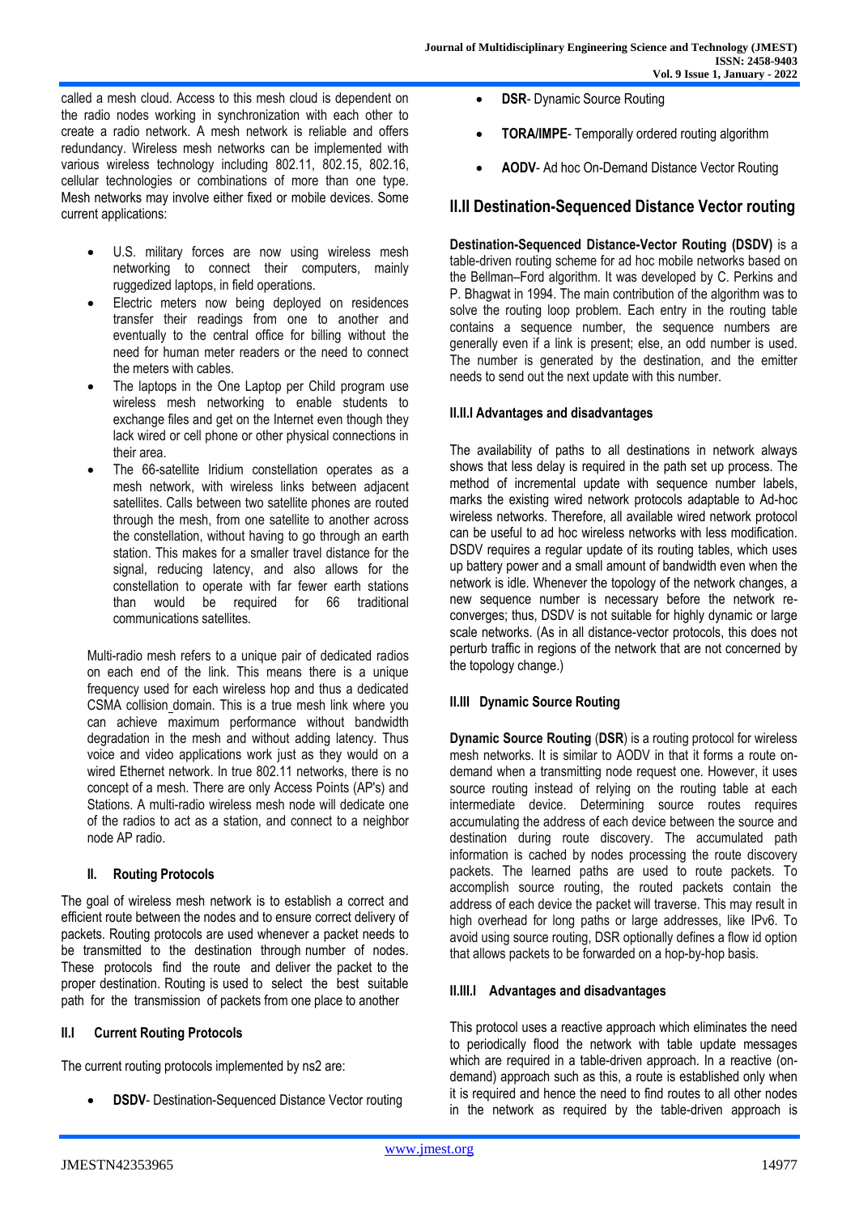called a mesh cloud. Access to this mesh cloud is dependent on the radio nodes working in synchronization with each other to create a radio network. A mesh network is reliable and offers redundancy. Wireless mesh networks can be implemented with various wireless technology including 802.11, 802.15, 802.16, cellular technologies or combinations of more than one type. Mesh networks may involve either fixed or mobile devices. Some current applications:

- U.S. military forces are now using wireless mesh networking to connect their computers, mainly ruggedized laptops, in field operations.
- Electric meters now being deployed on residences transfer their readings from one to another and eventually to the central office for billing without the need for human meter readers or the need to connect the meters with cables.
- The laptops in the One Laptop per Child program use wireless mesh networking to enable students to exchange files and get on the Internet even though they lack wired or cell phone or other physical connections in their area.
- The 66-satellite Iridium constellation operates as a mesh network, with wireless links between adjacent satellites. Calls between two satellite phones are routed through the mesh, from one satellite to another across the constellation, without having to go through an earth station. This makes for a smaller travel distance for the signal, reducing latency, and also allows for the constellation to operate with far fewer earth stations than would be required for 66 traditional communications satellites.

Multi-radio mesh refers to a unique pair of dedicated radios on each end of the link. This means there is a unique frequency used for each wireless hop and thus a dedicated CSMA collision domain. This is a true mesh link where you can achieve maximum performance without bandwidth degradation in the mesh and without adding latency. Thus voice and video applications work just as they would on a wired Ethernet network. In true 802.11 networks, there is no concept of a mesh. There are only Access Points (AP's) and Stations. A multi-radio wireless mesh node will dedicate one of the radios to act as a station, and connect to a neighbor node AP radio.

## II. Routing Protocols

The goal of wireless mesh network is to establish a correct and efficient route between the nodes and to ensure correct delivery of packets. Routing protocols are used whenever a packet needs to be transmitted to the destination through number of nodes. These protocols find the route and deliver the packet to the proper destination. Routing is used to select the best suitable path for the transmission of packets from one place to another

### II.I Current Routing Protocols

The current routing protocols implemented by ns2 are:

- **DSDV**- Destination-Sequenced Distance Vector routing
- **DSR**- Dynamic Source Routing
- **TORA/IMPE**- Temporally ordered routing algorithm
- **AODV**- Ad hoc On-Demand Distance Vector Routing

### II.II Destination-Sequenced Distance Vector routing

**Destination-Sequenced Distance-Vector Routing (DSDV)** is a table-driven routing scheme for ad hoc mobile networks based on the Bellman–Ford algorithm. It was developed by C. Perkins and P. Bhagwat in 1994. The main contribution of the algorithm was to solve the routing loop problem. Each entry in the routing table contains a sequence number, the sequence numbers are generally even if a link is present; else, an odd number is used. The number is generated by the destination, and the emitter needs to send out the next update with this number.

#### II.II.I Advantages and disadvantages

The availability of paths to all destinations in network always shows that less delay is required in the path set up process. The method of incremental update with sequence number labels, marks the existing wired network protocols adaptable to Ad-hoc wireless networks. Therefore, all available wired network protocol can be useful to ad hoc wireless networks with less modification. DSDV requires a regular update of its routing tables, which uses up battery power and a small amount of bandwidth even when the network is idle. Whenever the topology of the network changes, a new sequence number is necessary before the network re-converges; thus, DSDV is not suitable for highly dynamic or large scale networks. (As in all distance-vector protocols, this does not perturb traffic in regions of the network that are not concerned by the topology change.)

### II.III Dynamic Source Routing

**Dynamic Source Routing** (**DSR**) is a routing protocol for wireless mesh networks. It is similar to AODV in that it forms a route on-demand when a transmitting node request one. However, it uses source routing instead of relying on the routing table at each intermediate device. Determining source routes requires accumulating the address of each device between the source and destination during route discovery. The accumulated path information is cached by nodes processing the route discovery packets. The learned paths are used to route packets. To accomplish source routing, the routed packets contain the address of each device the packet will traverse. This may result in high overhead for long paths or large addresses, like IPv6. To avoid using source routing, DSR optionally defines a flow id option that allows packets to be forwarded on a hop-by-hop basis.

#### II.III.I Advantages and disadvantages

This protocol uses a reactive approach which eliminates the need to periodically flood the network with table update messages which are required in a table-driven approach. In a reactive (on-demand) approach such as this, a route is established only when it is required and hence the need to find routes to all other nodes in the network as required by the table-driven approach is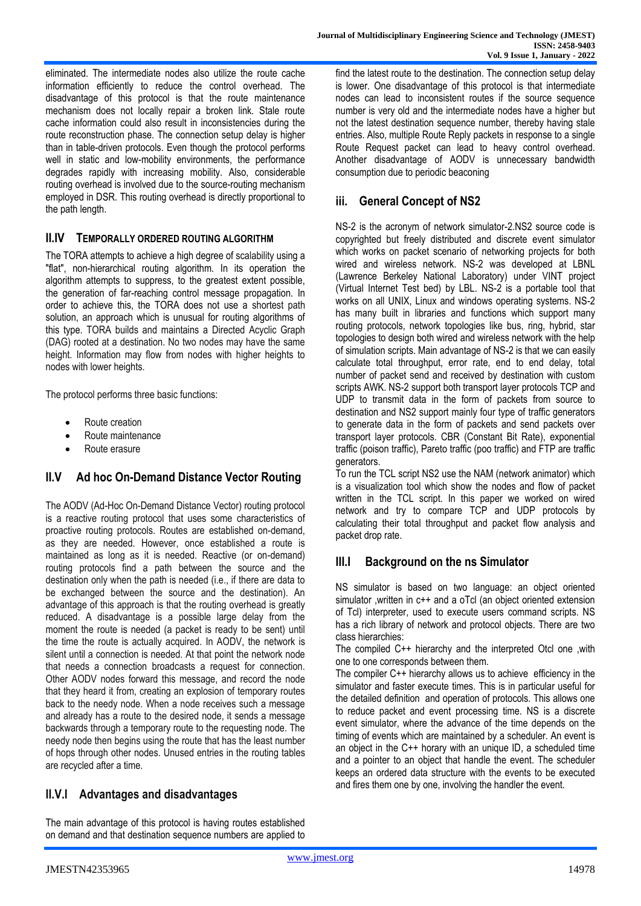eliminated. The intermediate nodes also utilize the route cache information efficiently to reduce the control overhead. The disadvantage of this protocol is that the route maintenance mechanism does not locally repair a broken link. Stale route cache information could also result in inconsistencies during the route reconstruction phase. The connection setup delay is higher than in table-driven protocols. Even though the protocol performs well in static and low-mobility environments, the performance degrades rapidly with increasing mobility. Also, considerable routing overhead is involved due to the source-routing mechanism employed in DSR. This routing overhead is directly proportional to the path length.

## II.IV TEMPORALLY ORDERED ROUTING ALGORITHM

The TORA attempts to achieve a high degree of scalability using a "flat", non-hierarchical routing algorithm. In its operation the algorithm attempts to suppress, to the greatest extent possible, the generation of far-reaching control message propagation. In order to achieve this, the TORA does not use a shortest path solution, an approach which is unusual for routing algorithms of this type. TORA builds and maintains a Directed Acyclic Graph (DAG) rooted at a destination. No two nodes may have the same height. Information may flow from nodes with higher heights to nodes with lower heights.

The protocol performs three basic functions:

- Route creation
- Route maintenance
- Route erasure

## II.V Ad hoc On-Demand Distance Vector Routing

The AODV (Ad-Hoc On-Demand Distance Vector) routing protocol is a reactive routing protocol that uses some characteristics of proactive routing protocols. Routes are established on-demand, as they are needed. However, once established a route is maintained as long as it is needed. Reactive (or on-demand) routing protocols find a path between the source and the destination only when the path is needed (i.e., if there are data to be exchanged between the source and the destination). An advantage of this approach is that the routing overhead is greatly reduced. A disadvantage is a possible large delay from the moment the route is needed (a packet is ready to be sent) until the time the route is actually acquired. In AODV, the network is silent until a connection is needed. At that point the network node that needs a connection broadcasts a request for connection. Other AODV nodes forward this message, and record the node that they heard it from, creating an explosion of temporary routes back to the needy node. When a node receives such a message and already has a route to the desired node, it sends a message backwards through a temporary route to the requesting node. The needy node then begins using the route that has the least number of hops through other nodes. Unused entries in the routing tables are recycled after a time.

## II.V.I Advantages and disadvantages

The main advantage of this protocol is having routes established on demand and that destination sequence numbers are applied to find the latest route to the destination. The connection setup delay is lower. One disadvantage of this protocol is that intermediate nodes can lead to inconsistent routes if the source sequence number is very old and the intermediate nodes have a higher but not the latest destination sequence number, thereby having stale entries. Also, multiple Route Reply packets in response to a single Route Request packet can lead to heavy control overhead. Another disadvantage of AODV is unnecessary bandwidth consumption due to periodic beaconing

## iii. General Concept of NS2

NS-2 is the acronym of network simulator-2.NS2 source code is copyrighted but freely distributed and discrete event simulator which works on packet scenario of networking projects for both wired and wireless network. NS-2 was developed at LBNL (Lawrence Berkeley National Laboratory) under VINT project (Virtual Internet Test bed) by LBL. NS-2 is a portable tool that works on all UNIX, Linux and windows operating systems. NS-2 has many built in libraries and functions which support many routing protocols, network topologies like bus, ring, hybrid, star topologies to design both wired and wireless network with the help of simulation scripts. Main advantage of NS-2 is that we can easily calculate total throughput, error rate, end to end delay, total number of packet send and received by destination with custom scripts AWK. NS-2 support both transport layer protocols TCP and UDP to transmit data in the form of packets from source to destination and NS2 support mainly four type of traffic generators to generate data in the form of packets and send packets over transport layer protocols. CBR (Constant Bit Rate), exponential traffic (poison traffic), Pareto traffic (poo traffic) and FTP are traffic generators.

To run the TCL script NS2 use the NAM (network animator) which is a visualization tool which show the nodes and flow of packet written in the TCL script. In this paper we worked on wired network and try to compare TCP and UDP protocols by calculating their total throughput and packet flow analysis and packet drop rate.

## III.I Background on the ns Simulator

NS simulator is based on two language: an object oriented simulator ,written in c++ and a oTcl (an object oriented extension of Tcl) interpreter, used to execute users command scripts. NS has a rich library of network and protocol objects. There are two class hierarchies:

The compiled C++ hierarchy and the interpreted Otcl one ,with one to one corresponds between them.

The compiler C++ hierarchy allows us to achieve efficiency in the simulator and faster execute times. This is in particular useful for the detailed definition and operation of protocols. This allows one to reduce packet and event processing time. NS is a discrete event simulator, where the advance of the time depends on the timing of events which are maintained by a scheduler. An event is an object in the C++ horary with an unique ID, a scheduled time and a pointer to an object that handle the event. The scheduler keeps an ordered data structure with the events to be executed and fires them one by one, involving the handler the event.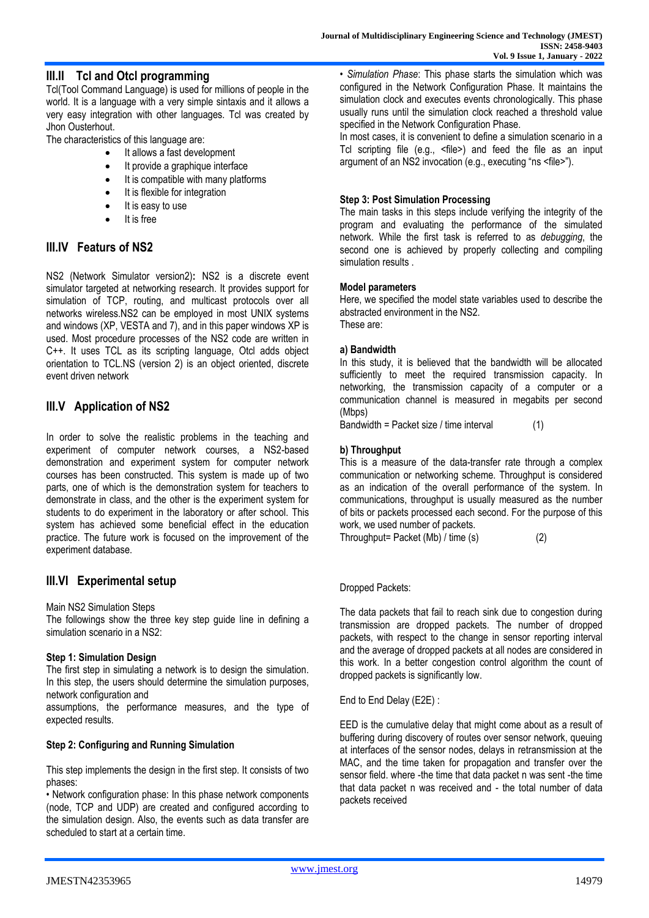## III.II Tcl and Otcl programming

Tcl(Tool Command Language) is used for millions of people in the world. It is a language with a very simple sintaxis and it allows a very easy integration with other languages. Tcl was created by Jhon Ousterhout.

The characteristics of this language are:

- It allows a fast development
- It provide a graphique interface
- It is compatible with many platforms
- It is flexible for integration
- It is easy to use
- It is free

## III.IV Featurs of NS2

NS2 (Network Simulator version2)**:** NS2 is a discrete event simulator targeted at networking research. It provides support for simulation of TCP, routing, and multicast protocols over all networks wireless.NS2 can be employed in most UNIX systems and windows (XP, VESTA and 7), and in this paper windows XP is used. Most procedure processes of the NS2 code are written in C++. It uses TCL as its scripting language, Otcl adds object orientation to TCL.NS (version 2) is an object oriented, discrete event driven network

## III.V Application of NS2

In order to solve the realistic problems in the teaching and experiment of computer network courses, a NS2-based demonstration and experiment system for computer network courses has been constructed. This system is made up of two parts, one of which is the demonstration system for teachers to demonstrate in class, and the other is the experiment system for students to do experiment in the laboratory or after school. This system has achieved some beneficial effect in the education practice. The future work is focused on the improvement of the experiment database.

## III.VI Experimental setup

Main NS2 Simulation Steps

The followings show the three key step guide line in defining a simulation scenario in a NS2:

**Step 1: Simulation Design**

The first step in simulating a network is to design the simulation. In this step, the users should determine the simulation purposes, network configuration and

assumptions, the performance measures, and the type of expected results.

**Step 2: Configuring and Running Simulation**

This step implements the design in the first step. It consists of two phases:

• Network configuration phase: In this phase network components (node, TCP and UDP) are created and configured according to the simulation design. Also, the events such as data transfer are scheduled to start at a certain time.

• *Simulation Phase*: This phase starts the simulation which was configured in the Network Configuration Phase. It maintains the simulation clock and executes events chronologically. This phase usually runs until the simulation clock reached a threshold value specified in the Network Configuration Phase.

In most cases, it is convenient to define a simulation scenario in a Tcl scripting file (e.g., <file>) and feed the file as an input argument of an NS2 invocation (e.g., executing "ns <file>").

**Step 3: Post Simulation Processing**

The main tasks in this steps include verifying the integrity of the program and evaluating the performance of the simulated network. While the first task is referred to as *debugging*, the second one is achieved by properly collecting and compiling simulation results .

**Model parameters**

Here, we specified the model state variables used to describe the abstracted environment in the NS2.

These are:

**a) Bandwidth**

In this study, it is believed that the bandwidth will be allocated sufficiently to meet the required transmission capacity. In networking, the transmission capacity of a computer or a communication channel is measured in megabits per second (Mbps)

$$\text{Bandwidth} = \text{Packet size} / \text{time interval} \quad (1)$$

**b) Throughput**

This is a measure of the data-transfer rate through a complex communication or networking scheme. Throughput is considered as an indication of the overall performance of the system. In communications, throughput is usually measured as the number of bits or packets processed each second. For the purpose of this work, we used number of packets.

$$\text{Throughput} = \text{Packet (Mb)} / \text{time (s)} \quad (2)$$

Dropped Packets:

The data packets that fail to reach sink due to congestion during transmission are dropped packets. The number of dropped packets, with respect to the change in sensor reporting interval and the average of dropped packets at all nodes are considered in this work. In a better congestion control algorithm the count of dropped packets is significantly low.

End to End Delay (E2E) :

EED is the cumulative delay that might come about as a result of buffering during discovery of routes over sensor network, queuing at interfaces of the sensor nodes, delays in retransmission at the MAC, and the time taken for propagation and transfer over the sensor field. where -the time that data packet n was sent -the time that data packet n was received and - the total number of data packets received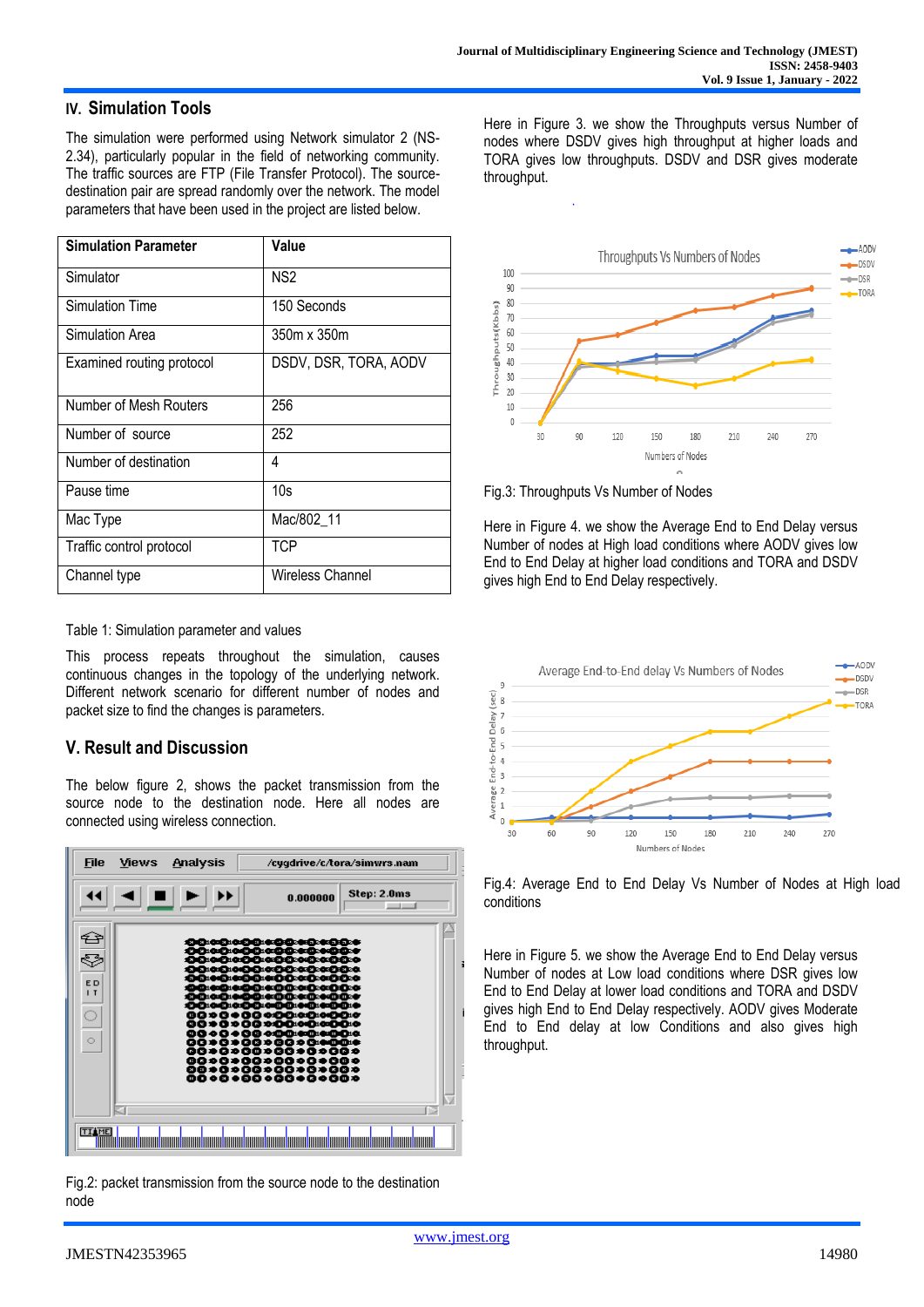## IV. Simulation Tools

The simulation were performed using Network simulator 2 (NS-2.34), particularly popular in the field of networking community. The traffic sources are FTP (File Transfer Protocol). The source-destination pair are spread randomly over the network. The model parameters that have been used in the project are listed below.

| Simulation Parameter | Value |
|---|---|
| Simulator | NS2 |
| Simulation Time | 150 Seconds |
| Simulation Area | 350m x 350m |
| Examined routing protocol | DSDV, DSR, TORA, AODV |
| Number of Mesh Routers | 256 |
| Number of source | 252 |
| Number of destination | 4 |
| Pause time | 10s |
| Mac Type | Mac/802_11 |
| Traffic control protocol | TCP |
| Channel type | Wireless Channel |

Table 1: Simulation parameter and values

This process repeats throughout the simulation, causes continuous changes in the topology of the underlying network. Different network scenario for different number of nodes and packet size to find the changes is parameters.

## V. Result and Discussion

The below figure 2, shows the packet transmission from the source node to the destination node. Here all nodes are connected using wireless connection.

Fig.2: packet transmission from the source node to the destination node

Here in Figure 3. we show the Throughputs versus Number of nodes where DSDV gives high throughput at higher loads and TORA gives low throughputs. DSDV and DSR gives moderate throughput.

Fig.3: Throughputs Vs Number of Nodes

Here in Figure 4. we show the Average End to End Delay versus Number of nodes at High load conditions where AODV gives low End to End Delay at higher load conditions and TORA and DSDV gives high End to End Delay respectively.

Fig.4: Average End to End Delay Vs Number of Nodes at High load conditions

Here in Figure 5. we show the Average End to End Delay versus Number of nodes at Low load conditions where DSR gives low End to End Delay at lower load conditions and TORA and DSDV gives high End to End Delay respectively. AODV gives Moderate End to End delay at low Conditions and also gives high throughput.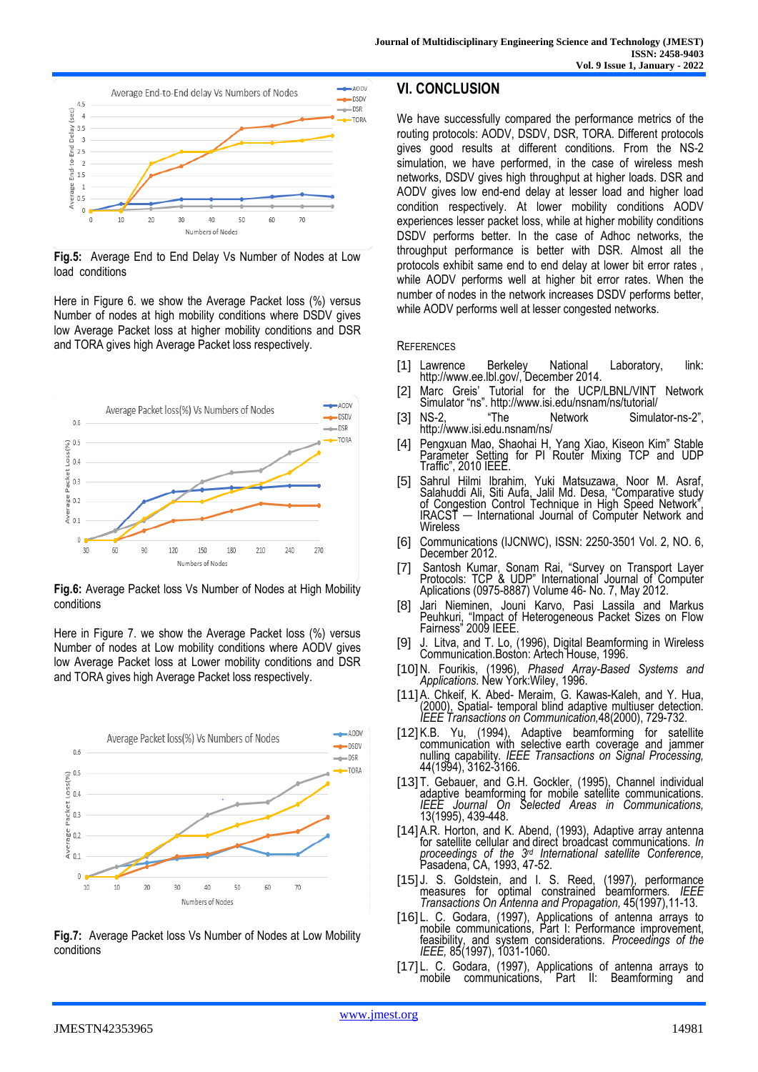**Fig.5:** Average End to End Delay Vs Number of Nodes at Low load conditions

Here in Figure 6. we show the Average Packet loss (%) versus Number of nodes at high mobility conditions where DSDV gives low Average Packet loss at higher mobility conditions and DSR and TORA gives high Average Packet loss respectively.

**Fig.6:** Average Packet loss Vs Number of Nodes at High Mobility conditions

Here in Figure 7. we show the Average Packet loss (%) versus Number of nodes at Low mobility conditions where AODV gives low Average Packet loss at Lower mobility conditions and DSR and TORA gives high Average Packet loss respectively.

**Fig.7:** Average Packet loss Vs Number of Nodes at Low Mobility conditions

## VI. CONCLUSION

We have successfully compared the performance metrics of the routing protocols: AODV, DSDV, DSR, TORA. Different protocols gives good results at different conditions. From the NS-2 simulation, we have performed, in the case of wireless mesh networks, DSDV gives high throughput at higher loads. DSR and AODV gives low end-end delay at lesser load and higher load condition respectively. At lower mobility conditions AODV experiences lesser packet loss, while at higher mobility conditions DSDV performs better. In the case of Adhoc networks, the throughput performance is better with DSR. Almost all the protocols exhibit same end to end delay at lower bit error rates , while AODV performs well at higher bit error rates. When the number of nodes in the network increases DSDV performs better, while AODV performs well at lesser congested networks.

### REFERENCES

[1] Lawrence Berkeley National Laboratory, link: http://www.ee.lbl.gov/, December 2014.

[2] Marc Greis' Tutorial for the UCP/LBNL/VINT Network Simulator "ns". http://www.isi.edu/nsnam/ns/tutorial/

[3] NS-2, "The Network Simulator-ns-2", http://www.isi.edu.nsnam/ns/

[4] Pengxuan Mao, Shaohai H, Yang Xiao, Kiseon Kim" Stable Parameter Setting for PI Router Mixing TCP and UDP Traffic", 2010 IEEE.

[5] Sahrul Hilmi Ibrahim, Yuki Matsuzawa, Noor M. Asraf, Salahuddi Ali, Siti Aufa, Jalil Md. Desa, "Comparative study of Congestion Control Technique in High Speed Network", IRACST — International Journal of Computer Network and Wireless

[6] Communications (IJCNWC), ISSN: 2250-3501 Vol. 2, NO. 6, December 2012.

[7] Santosh Kumar, Sonam Rai, "Survey on Transport Layer Protocols: TCP & UDP" International Journal of Computer Aplications (0975-8887) Volume 46- No. 7, May 2012.

[8] Jari Nieminen, Jouni Karvo, Pasi Lassila and Markus Peuhkuri, "Impact of Heterogeneous Packet Sizes on Flow Fairness" 2009 IEEE.

[9] J. Litva, and T. Lo, (1996), Digital Beamforming in Wireless Communication.Boston: Artech House, 1996.

[10] N. Fourikis, (1996), *Phased Array-Based Systems and Applications*. New York:Wiley, 1996.

[11] A. Chkeif, K. Abed- Meraim, G. Kawas-Kaleh, and Y. Hua, (2000), Spatial- temporal blind adaptive multiuser detection. *IEEE Transactions on Communication*,48(2000), 729-732.

[12] K.B. Yu, (1994), Adaptive beamforming for satellite communication with selective earth coverage and jammer nulling capability. *IEEE Transactions on Signal Processing*, 44(1994), 3162-3166.

[13] T. Gebauer, and G.H. Gockler, (1995), Channel individual adaptive beamforming for mobile satellite communications. *IEEE Journal On Selected Areas in Communications*, 13(1995), 439-448.

[14] A.R. Horton, and K. Abend, (1993), Adaptive array antenna for satellite cellular and direct broadcast communications. *In proceedings of the 3rd International satellite Conference*, Pasadena, CA, 1993, 47-52.

[15] J. S. Goldstein, and I. S. Reed, (1997), performance measures for optimal constrained beamformers. *IEEE Transactions On Antenna and Propagation*, 45(1997),11-13.

[16] L. C. Godara, (1997), Applications of antenna arrays to mobile communications, Part I: Performance improvement, feasibility, and system considerations. *Proceedings of the IEEE*, 85(1997), 1031-1060.

[17] L. C. Godara, (1997), Applications of antenna arrays to mobile communications, Part II: Beamforming and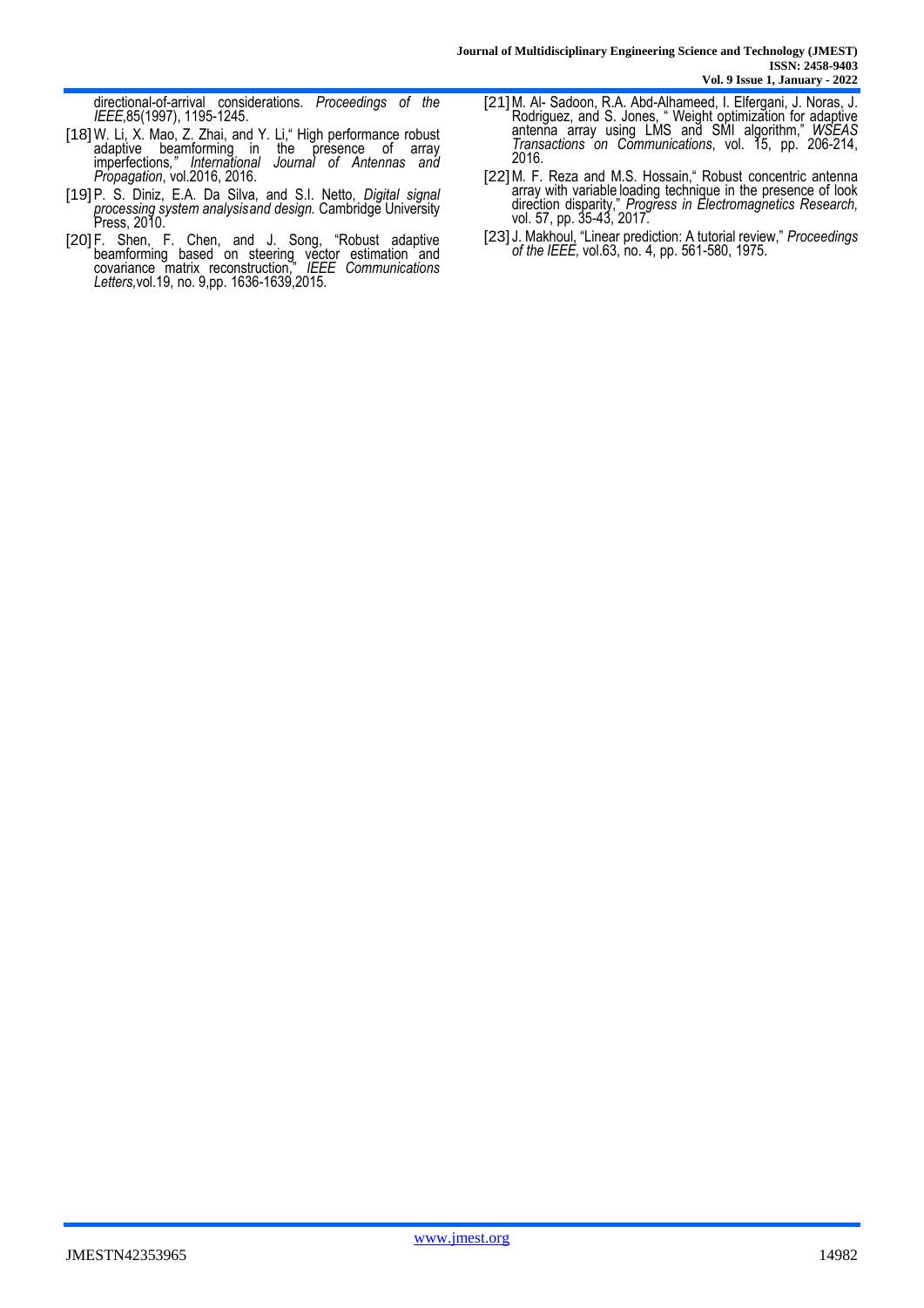directional-of-arrival considerations. *Proceedings of the IEEE*,85(1997), 1195-1245.

[18] W. Li, X. Mao, Z. Zhai, and Y. Li," High performance robust adaptive beamforming in the presence of array imperfections*," International Journal of Antennas and Propagation*, vol.2016, 2016.

[19] P. S. Diniz, E.A. Da Silva, and S.I. Netto, *Digital signal processing system analysis and design.* Cambridge University Press, 2010.

[20] F. Shen, F. Chen, and J. Song, "Robust adaptive beamforming based on steering vector estimation and covariance matrix reconstruction," *IEEE Communications Letters,*vol.19, no. 9,pp. 1636-1639,2015.

[21] M. Al- Sadoon, R.A. Abd-Alhameed, I. Elfergani, J. Noras, J. Rodriguez, and S. Jones, " Weight optimization for adaptive antenna array using LMS and SMI algorithm," *WSEAS Transactions on Communications*, vol. 15, pp. 206-214, 2016.

[22] M. F. Reza and M.S. Hossain," Robust concentric antenna array with variable loading technique in the presence of look direction disparity," *Progress in Electromagnetics Research,* vol. 57, pp. 35-43, 2017.

[23] J. Makhoul, "Linear prediction: A tutorial review," *Proceedings of the IEEE,* vol.63, no. 4, pp. 561-580, 1975.